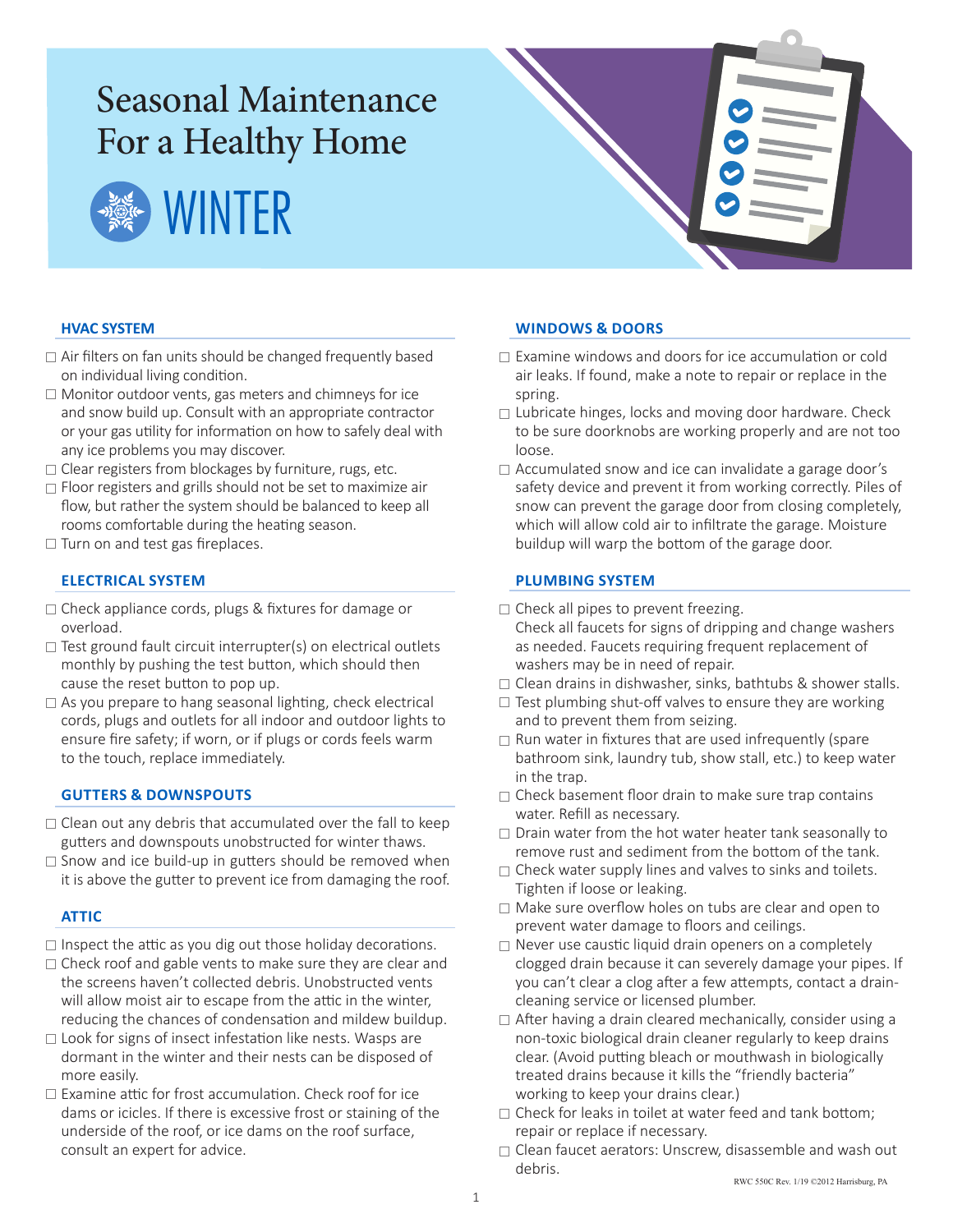# Seasonal Maintenance For a Healthy Home

## WINTER

### HVAC SYSTEM

- ☐ Air filters on fan units should be changed frequently based on individual living condition.
- ☐ Monitor outdoor vents, gas meters and chimneys for ice and snow build up. Consult with an appropriate contractor or your gas utility for information on how to safely deal with any ice problems you may discover.
- ☐ Clear registers from blockages by furniture, rugs, etc.
- ☐ Floor registers and grills should not be set to maximize air flow, but rather the system should be balanced to keep all rooms comfortable during the heating season.
- ☐ Turn on and test gas fireplaces.

### ELECTRICAL SYSTEM

- ☐ Check appliance cords, plugs & fixtures for damage or overload.
- ☐ Test ground fault circuit interrupter(s) on electrical outlets monthly by pushing the test button, which should then cause the reset button to pop up.
- ☐ As you prepare to hang seasonal lighting, check electrical cords, plugs and outlets for all indoor and outdoor lights to ensure fire safety; if worn, or if plugs or cords feels warm to the touch, replace immediately.

### GUTTERS & DOWNSPOUTS

- ☐ Clean out any debris that accumulated over the fall to keep gutters and downspouts unobstructed for winter thaws.
- ☐ Snow and ice build-up in gutters should be removed when it is above the gutter to prevent ice from damaging the roof.

### ATTIC

- ☐ Inspect the attic as you dig out those holiday decorations.
- ☐ Check roof and gable vents to make sure they are clear and the screens haven't collected debris. Unobstructed vents will allow moist air to escape from the attic in the winter, reducing the chances of condensation and mildew buildup.
- ☐ Look for signs of insect infestation like nests. Wasps are dormant in the winter and their nests can be disposed of more easily.
- ☐ Examine attic for frost accumulation. Check roof for ice dams or icicles. If there is excessive frost or staining of the underside of the roof, or ice dams on the roof surface, consult an expert for advice.

### WINDOWS & DOORS

- ☐ Examine windows and doors for ice accumulation or cold air leaks. If found, make a note to repair or replace in the spring.
- ☐ Lubricate hinges, locks and moving door hardware. Check to be sure doorknobs are working properly and are not too loose.
- ☐ Accumulated snow and ice can invalidate a garage door's safety device and prevent it from working correctly. Piles of snow can prevent the garage door from closing completely, which will allow cold air to infiltrate the garage. Moisture buildup will warp the bottom of the garage door.

### PLUMBING SYSTEM

- ☐ Check all pipes to prevent freezing.
  Check all faucets for signs of dripping and change washers as needed. Faucets requiring frequent replacement of washers may be in need of repair.
- ☐ Clean drains in dishwasher, sinks, bathtubs & shower stalls.
- ☐ Test plumbing shut-off valves to ensure they are working and to prevent them from seizing.
- ☐ Run water in fixtures that are used infrequently (spare bathroom sink, laundry tub, show stall, etc.) to keep water in the trap.
- ☐ Check basement floor drain to make sure trap contains water. Refill as necessary.
- ☐ Drain water from the hot water heater tank seasonally to remove rust and sediment from the bottom of the tank.
- ☐ Check water supply lines and valves to sinks and toilets. Tighten if loose or leaking.
- ☐ Make sure overflow holes on tubs are clear and open to prevent water damage to floors and ceilings.
- ☐ Never use caustic liquid drain openers on a completely clogged drain because it can severely damage your pipes. If you can't clear a clog after a few attempts, contact a drain-cleaning service or licensed plumber.
- ☐ After having a drain cleared mechanically, consider using a non-toxic biological drain cleaner regularly to keep drains clear. (Avoid putting bleach or mouthwash in biologically treated drains because it kills the "friendly bacteria" working to keep your drains clear.)
- ☐ Check for leaks in toilet at water feed and tank bottom; repair or replace if necessary.
- ☐ Clean faucet aerators: Unscrew, disassemble and wash out debris.

RWC 550C Rev. 1/19 ©2012 Harrisburg, PA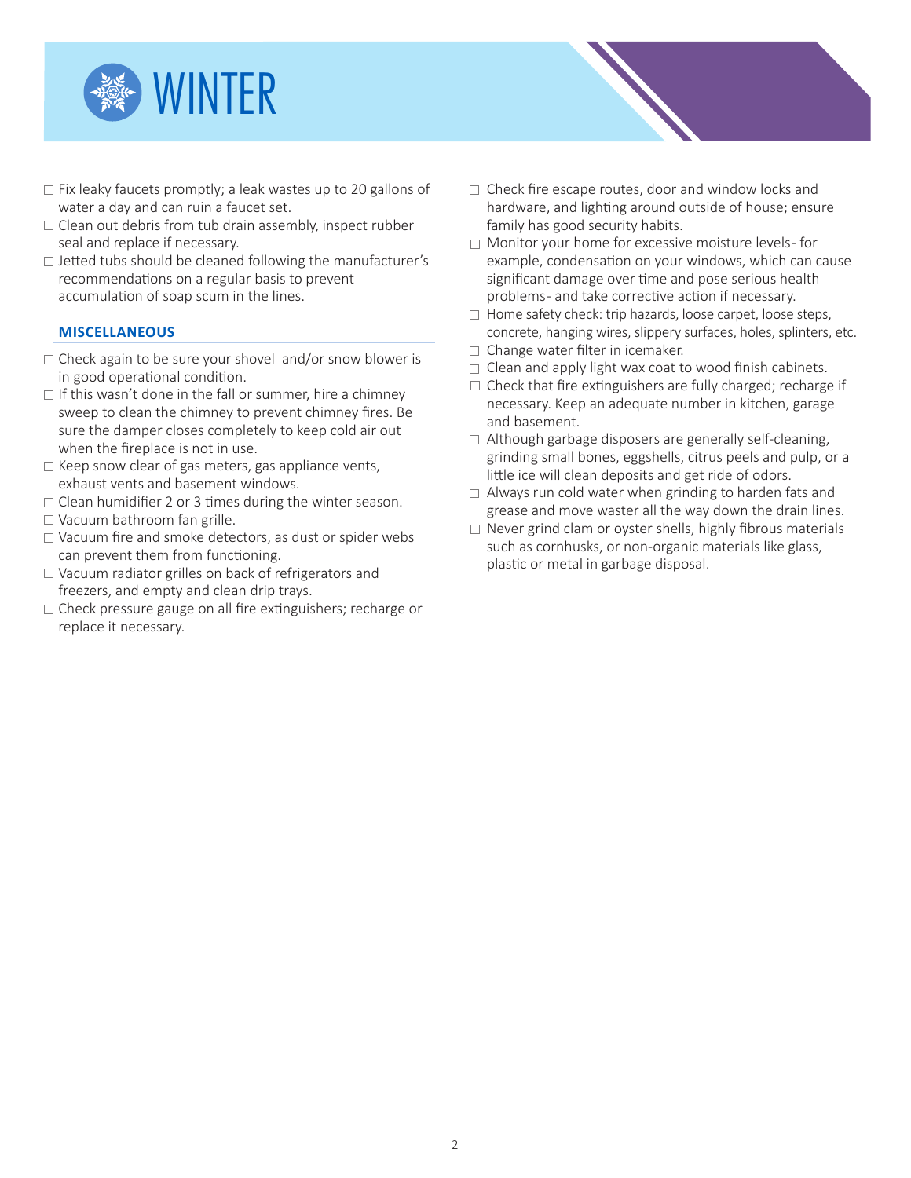# WINTER

- ☐ Fix leaky faucets promptly; a leak wastes up to 20 gallons of water a day and can ruin a faucet set.
- ☐ Clean out debris from tub drain assembly, inspect rubber seal and replace if necessary.
- ☐ Jetted tubs should be cleaned following the manufacturer's recommendations on a regular basis to prevent accumulation of soap scum in the lines.

## MISCELLANEOUS

- ☐ Check again to be sure your shovel and/or snow blower is in good operational condition.
- ☐ If this wasn't done in the fall or summer, hire a chimney sweep to clean the chimney to prevent chimney fires. Be sure the damper closes completely to keep cold air out when the fireplace is not in use.
- ☐ Keep snow clear of gas meters, gas appliance vents, exhaust vents and basement windows.
- ☐ Clean humidifier 2 or 3 times during the winter season.
- ☐ Vacuum bathroom fan grille.
- ☐ Vacuum fire and smoke detectors, as dust or spider webs can prevent them from functioning.
- ☐ Vacuum radiator grilles on back of refrigerators and freezers, and empty and clean drip trays.
- ☐ Check pressure gauge on all fire extinguishers; recharge or replace it necessary.
- ☐ Check fire escape routes, door and window locks and hardware, and lighting around outside of house; ensure family has good security habits.
- ☐ Monitor your home for excessive moisture levels- for example, condensation on your windows, which can cause significant damage over time and pose serious health problems- and take corrective action if necessary.
- ☐ Home safety check: trip hazards, loose carpet, loose steps, concrete, hanging wires, slippery surfaces, holes, splinters, etc.
- ☐ Change water filter in icemaker.
- ☐ Clean and apply light wax coat to wood finish cabinets.
- ☐ Check that fire extinguishers are fully charged; recharge if necessary. Keep an adequate number in kitchen, garage and basement.
- ☐ Although garbage disposers are generally self-cleaning, grinding small bones, eggshells, citrus peels and pulp, or a little ice will clean deposits and get ride of odors.
- ☐ Always run cold water when grinding to harden fats and grease and move waster all the way down the drain lines.
- ☐ Never grind clam or oyster shells, highly fibrous materials such as cornhusks, or non-organic materials like glass, plastic or metal in garbage disposal.